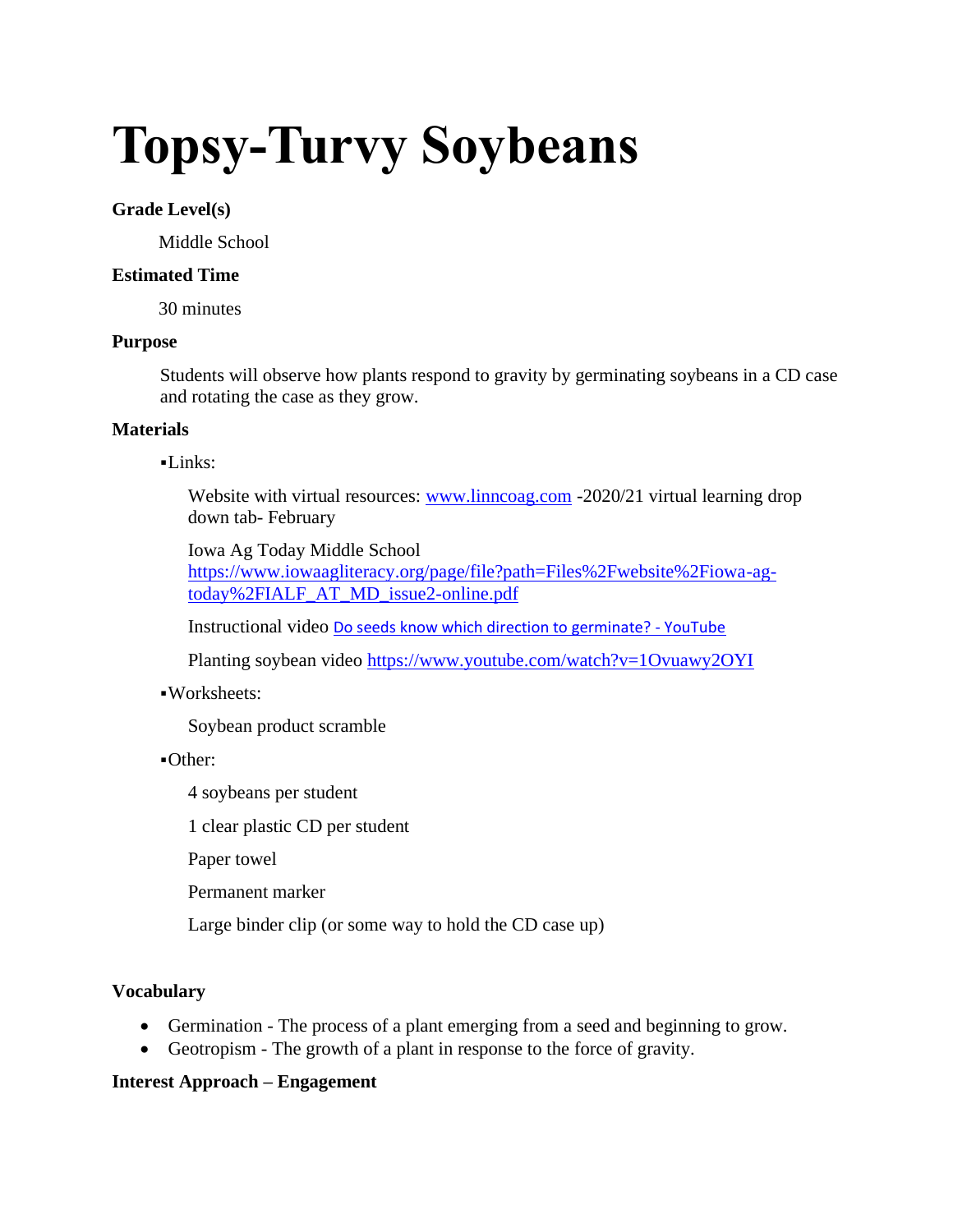# Topsy-Turvy Soybeans

**Grade Level(s)**

Middle School

**Estimated Time**

30 minutes

**Purpose**

Students will observe how plants respond to gravity by germinating soybeans in a CD case and rotating the case as they grow.

**Materials**

▪Links:

Website with virtual resources: [www.linncoag.com](www.linncoag.com) -2020/21 virtual learning drop down tab- February

Iowa Ag Today Middle School [https://www.iowaagliteracy.org/page/file?path=Files%2Fwebsite%2Fiowa-ag-today%2FIALF_AT_MD_issue2-online.pdf](https://www.iowaagliteracy.org/page/file?path=Files%2Fwebsite%2Fiowa-ag-today%2FIALF_AT_MD_issue2-online.pdf)

Instructional video Do seeds know which direction to germinate? - YouTube

Planting soybean video [https://www.youtube.com/watch?v=1Ovuawy2OYI](https://www.youtube.com/watch?v=1Ovuawy2OYI)

▪Worksheets:

Soybean product scramble

▪Other:

4 soybeans per student

1 clear plastic CD per student

Paper towel

Permanent marker

Large binder clip (or some way to hold the CD case up)

**Vocabulary**

- Germination - The process of a plant emerging from a seed and beginning to grow.
- Geotropism - The growth of a plant in response to the force of gravity.

**Interest Approach – Engagement**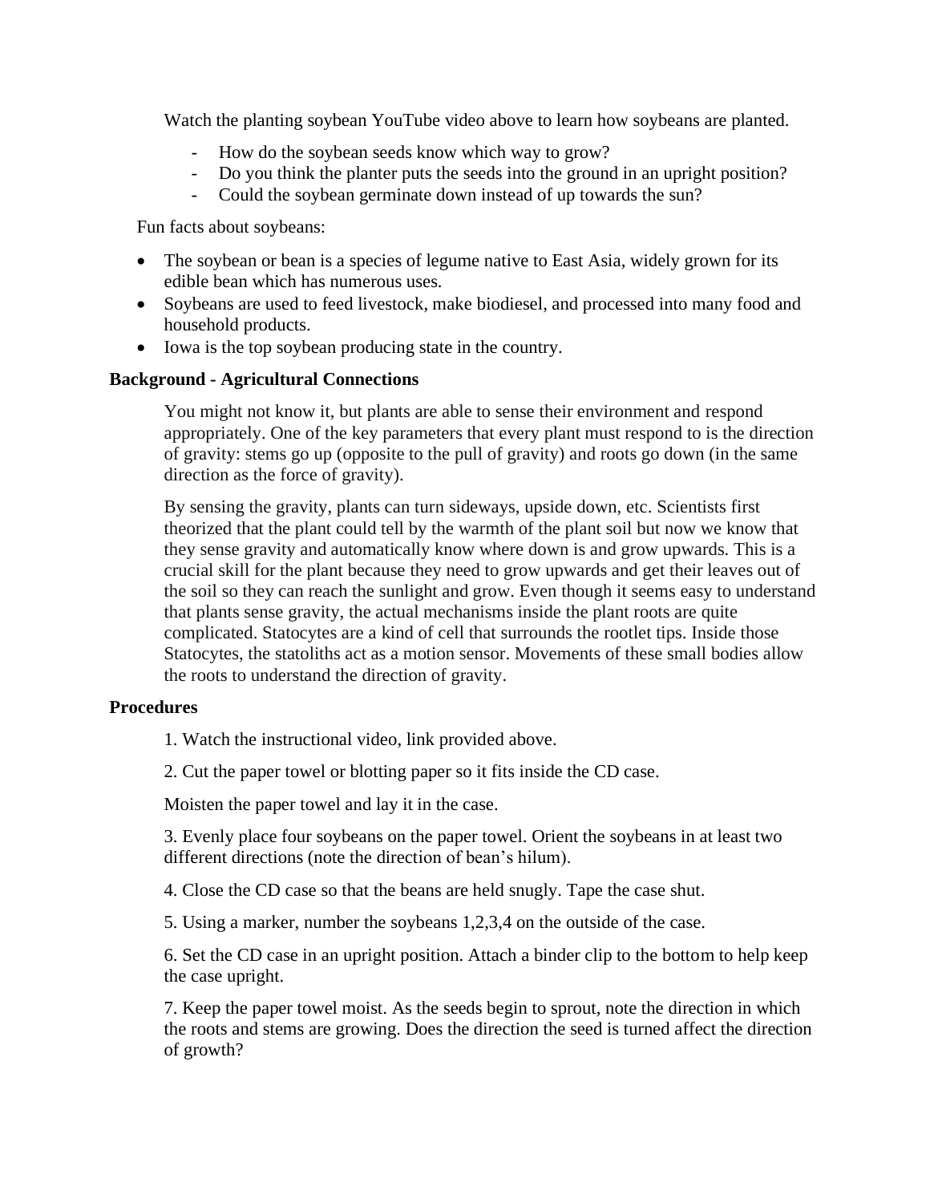Watch the planting soybean YouTube video above to learn how soybeans are planted.

- How do the soybean seeds know which way to grow?
- Do you think the planter puts the seeds into the ground in an upright position?
- Could the soybean germinate down instead of up towards the sun?

Fun facts about soybeans:

- The soybean or bean is a species of legume native to East Asia, widely grown for its edible bean which has numerous uses.
- Soybeans are used to feed livestock, make biodiesel, and processed into many food and household products.
- Iowa is the top soybean producing state in the country.

**Background - Agricultural Connections**

You might not know it, but plants are able to sense their environment and respond appropriately. One of the key parameters that every plant must respond to is the direction of gravity: stems go up (opposite to the pull of gravity) and roots go down (in the same direction as the force of gravity).

By sensing the gravity, plants can turn sideways, upside down, etc. Scientists first theorized that the plant could tell by the warmth of the plant soil but now we know that they sense gravity and automatically know where down is and grow upwards. This is a crucial skill for the plant because they need to grow upwards and get their leaves out of the soil so they can reach the sunlight and grow. Even though it seems easy to understand that plants sense gravity, the actual mechanisms inside the plant roots are quite complicated. Statocytes are a kind of cell that surrounds the rootlet tips. Inside those Statocytes, the statoliths act as a motion sensor. Movements of these small bodies allow the roots to understand the direction of gravity.

**Procedures**

1. Watch the instructional video, link provided above.

2. Cut the paper towel or blotting paper so it fits inside the CD case.

Moisten the paper towel and lay it in the case.

3. Evenly place four soybeans on the paper towel. Orient the soybeans in at least two different directions (note the direction of bean's hilum).

4. Close the CD case so that the beans are held snugly. Tape the case shut.

5. Using a marker, number the soybeans 1,2,3,4 on the outside of the case.

6. Set the CD case in an upright position. Attach a binder clip to the bottom to help keep the case upright.

7. Keep the paper towel moist. As the seeds begin to sprout, note the direction in which the roots and stems are growing. Does the direction the seed is turned affect the direction of growth?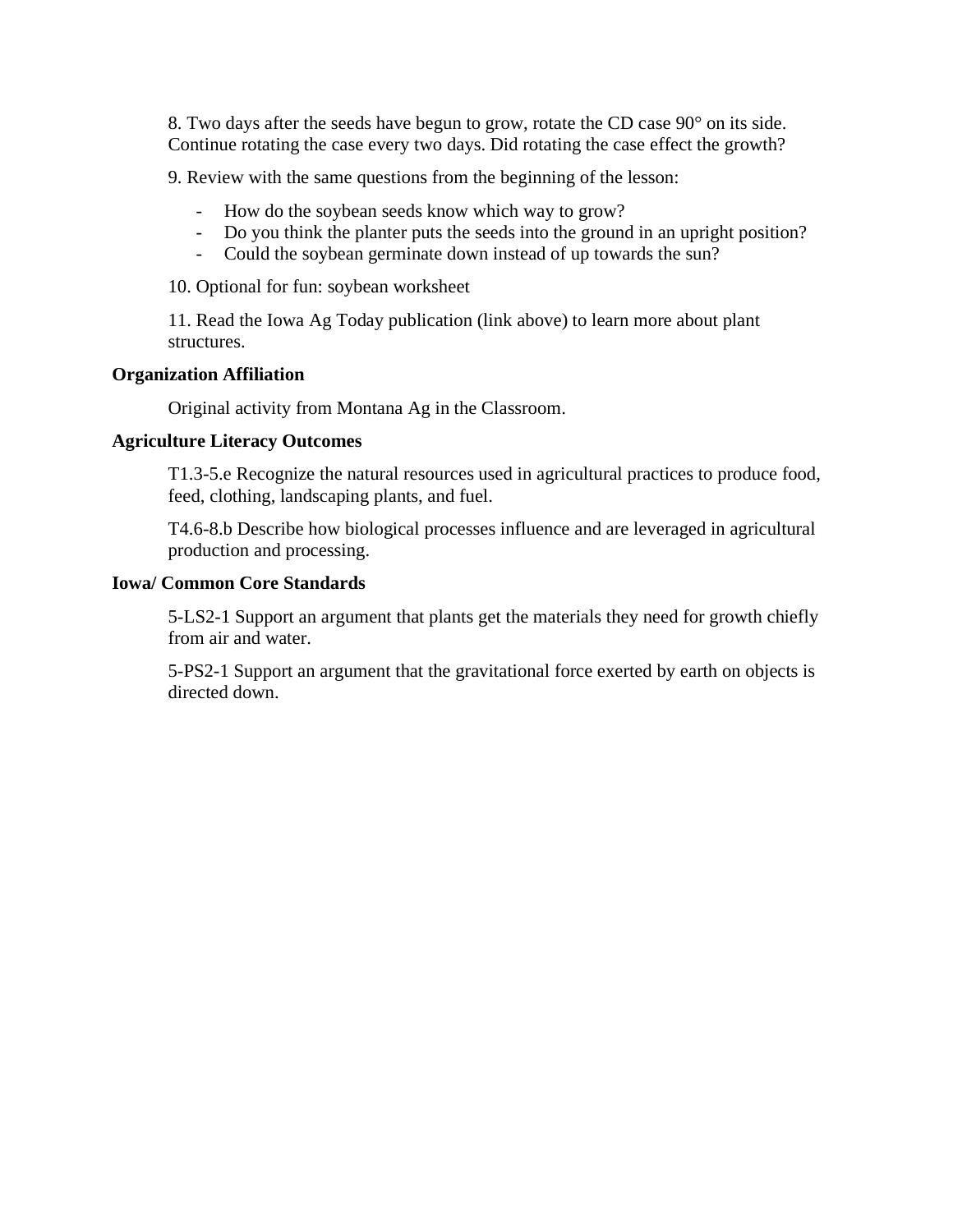8. Two days after the seeds have begun to grow, rotate the CD case 90° on its side. Continue rotating the case every two days. Did rotating the case effect the growth?

9. Review with the same questions from the beginning of the lesson:

- How do the soybean seeds know which way to grow?
- Do you think the planter puts the seeds into the ground in an upright position?
- Could the soybean germinate down instead of up towards the sun?

10. Optional for fun: soybean worksheet

11. Read the Iowa Ag Today publication (link above) to learn more about plant structures.

**Organization Affiliation**

Original activity from Montana Ag in the Classroom.

**Agriculture Literacy Outcomes**

T1.3-5.e Recognize the natural resources used in agricultural practices to produce food, feed, clothing, landscaping plants, and fuel.

T4.6-8.b Describe how biological processes influence and are leveraged in agricultural production and processing.

**Iowa/ Common Core Standards**

5-LS2-1 Support an argument that plants get the materials they need for growth chiefly from air and water.

5-PS2-1 Support an argument that the gravitational force exerted by earth on objects is directed down.